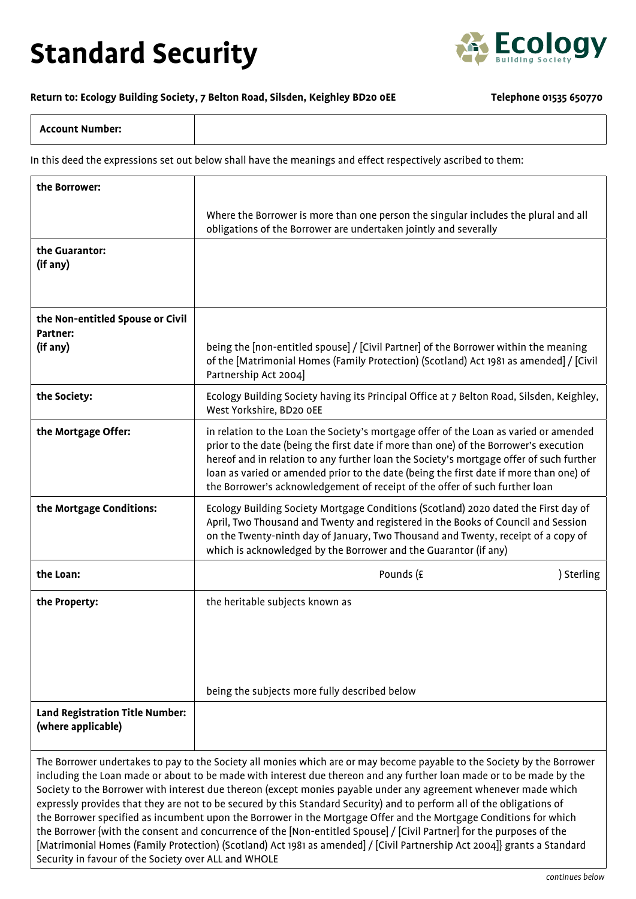# Standard Security

Ecology Building Society

**Return to: Ecology Building Society, 7 Belton Road, Silsden, Keighley BD20 0EE** **Telephone 01535 650770**

| **Account Number:** | |
|---|---|

In this deed the expressions set out below shall have the meanings and effect respectively ascribed to them:

| | |
|---|---|
| **the Borrower:** | Where the Borrower is more than one person the singular includes the plural and all obligations of the Borrower are undertaken jointly and severally |
| **the Guarantor: (if any)** | |
| **the Non-entitled Spouse or Civil Partner: (if any)** | being the [non-entitled spouse] / [Civil Partner] of the Borrower within the meaning of the [Matrimonial Homes (Family Protection) (Scotland) Act 1981 as amended] / [Civil Partnership Act 2004] |
| **the Society:** | Ecology Building Society having its Principal Office at 7 Belton Road, Silsden, Keighley, West Yorkshire, BD20 0EE |
| **the Mortgage Offer:** | in relation to the Loan the Society's mortgage offer of the Loan as varied or amended prior to the date (being the first date if more than one) of the Borrower's execution hereof and in relation to any further loan the Society's mortgage offer of such further loan as varied or amended prior to the date (being the first date if more than one) of the Borrower's acknowledgement of receipt of the offer of such further loan |
| **the Mortgage Conditions:** | Ecology Building Society Mortgage Conditions (Scotland) 2020 dated the First day of April, Two Thousand and Twenty and registered in the Books of Council and Session on the Twenty-ninth day of January, Two Thousand and Twenty, receipt of a copy of which is acknowledged by the Borrower and the Guarantor (if any) |
| **the Loan:** | Pounds (£ ) Sterling |
| **the Property:** | the heritable subjects known as<br><br>being the subjects more fully described below |
| **Land Registration Title Number: (where applicable)** | |

The Borrower undertakes to pay to the Society all monies which are or may become payable to the Society by the Borrower including the Loan made or about to be made with interest due thereon and any further loan made or to be made by the Society to the Borrower with interest due thereon (except monies payable under any agreement whenever made which expressly provides that they are not to be secured by this Standard Security) and to perform all of the obligations of the Borrower specified as incumbent upon the Borrower in the Mortgage Offer and the Mortgage Conditions for which the Borrower {with the consent and concurrence of the [Non-entitled Spouse] / [Civil Partner] for the purposes of the [Matrimonial Homes (Family Protection) (Scotland) Act 1981 as amended] / [Civil Partnership Act 2004]} grants a Standard Security in favour of the Society over ALL and WHOLE

*continues below*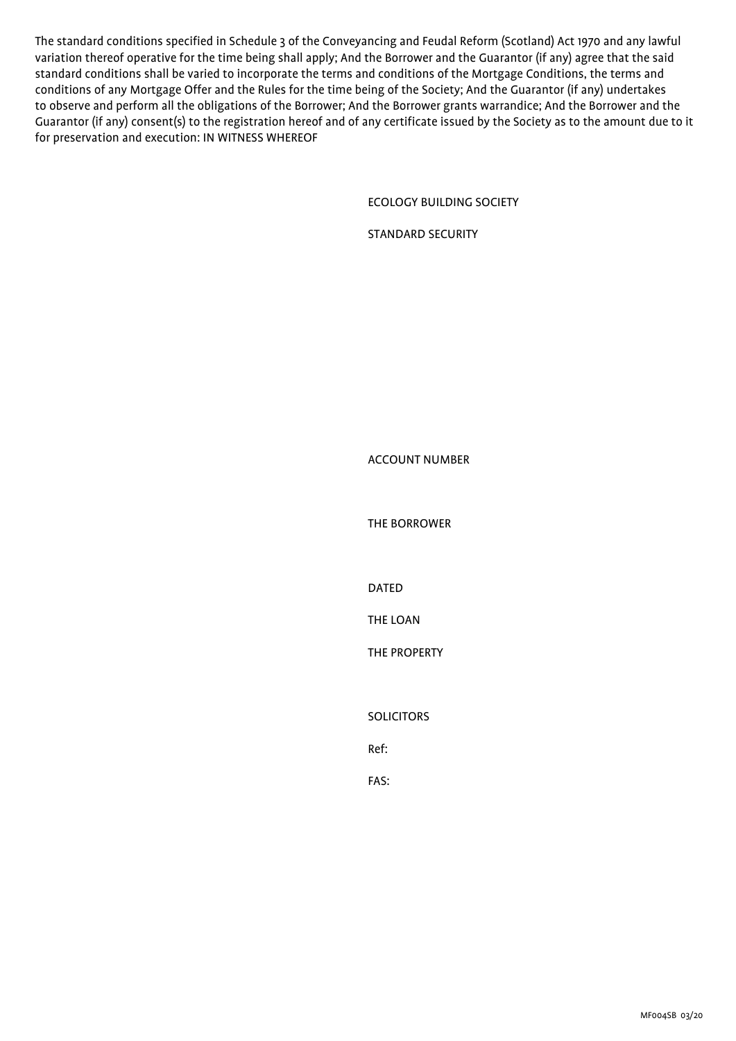The standard conditions specified in Schedule 3 of the Conveyancing and Feudal Reform (Scotland) Act 1970 and any lawful variation thereof operative for the time being shall apply; And the Borrower and the Guarantor (if any) agree that the said standard conditions shall be varied to incorporate the terms and conditions of the Mortgage Conditions, the terms and conditions of any Mortgage Offer and the Rules for the time being of the Society; And the Guarantor (if any) undertakes to observe and perform all the obligations of the Borrower; And the Borrower grants warrandice; And the Borrower and the Guarantor (if any) consent(s) to the registration hereof and of any certificate issued by the Society as to the amount due to it for preservation and execution: IN WITNESS WHEREOF

ECOLOGY BUILDING SOCIETY

STANDARD SECURITY

ACCOUNT NUMBER

THE BORROWER

DATED

THE LOAN

THE PROPERTY

SOLICITORS

Ref:

FAS:

MF004SB 03/20